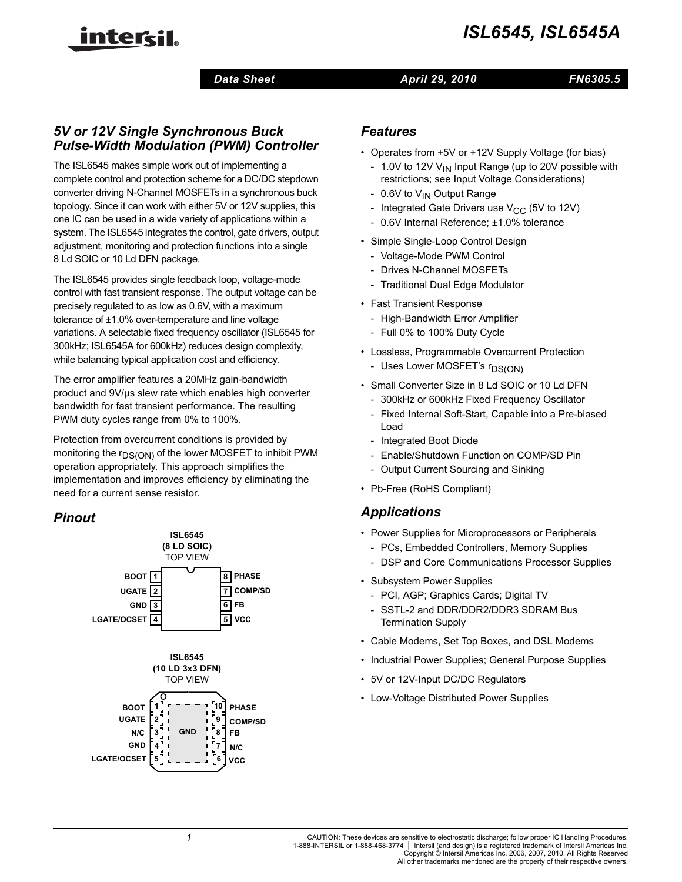# ISL6545, ISL6545A

Data Sheet | April 29, 2010 | FN6305.5

## 5V or 12V Single Synchronous Buck Pulse-Width Modulation (PWM) Controller

The ISL6545 makes simple work out of implementing a complete control and protection scheme for a DC/DC stepdown converter driving N-Channel MOSFETs in a synchronous buck topology. Since it can work with either 5V or 12V supplies, this one IC can be used in a wide variety of applications within a system. The ISL6545 integrates the control, gate drivers, output adjustment, monitoring and protection functions into a single 8 Ld SOIC or 10 Ld DFN package.

The ISL6545 provides single feedback loop, voltage-mode control with fast transient response. The output voltage can be precisely regulated to as low as 0.6V, with a maximum tolerance of ±1.0% over-temperature and line voltage variations. A selectable fixed frequency oscillator (ISL6545 for 300kHz; ISL6545A for 600kHz) reduces design complexity, while balancing typical application cost and efficiency.

The error amplifier features a 20MHz gain-bandwidth product and 9V/µs slew rate which enables high converter bandwidth for fast transient performance. The resulting PWM duty cycles range from 0% to 100%.

Protection from overcurrent conditions is provided by monitoring the $r_{DS(ON)}$ of the lower MOSFET to inhibit PWM operation appropriately. This approach simplifies the implementation and improves efficiency by eliminating the need for a current sense resistor.

## Pinout

**ISL6545 (8 LD SOIC) TOP VIEW**

| Pin | Name | Pin | Name |
|---|---|---|---|
| 1 | BOOT | 8 | PHASE |
| 2 | UGATE | 7 | COMP/SD |
| 3 | GND | 6 | FB |
| 4 | LGATE/OCSET | 5 | VCC |

**ISL6545 (10 LD 3x3 DFN) TOP VIEW**

| Pin | Name | Pin | Name |
|---|---|---|---|
| 1 | BOOT | 10 | PHASE |
| 2 | UGATE | 9 | COMP/SD |
| 3 | N/C | 8 | FB |
| 4 | GND | 7 | N/C |
| 5 | LGATE/OCSET | 6 | VCC |

(Exposed pad: GND)

## Features

- Operates from +5V or +12V Supply Voltage (for bias)
  - 1.0V to 12V $V_{IN}$ Input Range (up to 20V possible with restrictions; see Input Voltage Considerations)
  - 0.6V to $V_{IN}$ Output Range
  - Integrated Gate Drivers use $V_{CC}$ (5V to 12V)
  - 0.6V Internal Reference; ±1.0% tolerance
- Simple Single-Loop Control Design
  - Voltage-Mode PWM Control
  - Drives N-Channel MOSFETs
  - Traditional Dual Edge Modulator
- Fast Transient Response
  - High-Bandwidth Error Amplifier
  - Full 0% to 100% Duty Cycle
- Lossless, Programmable Overcurrent Protection
  - Uses Lower MOSFET's $r_{DS(ON)}$
- Small Converter Size in 8 Ld SOIC or 10 Ld DFN
  - 300kHz or 600kHz Fixed Frequency Oscillator
  - Fixed Internal Soft-Start, Capable into a Pre-biased Load
  - Integrated Boot Diode
  - Enable/Shutdown Function on COMP/SD Pin
  - Output Current Sourcing and Sinking
- Pb-Free (RoHS Compliant)

## Applications

- Power Supplies for Microprocessors or Peripherals
  - PCs, Embedded Controllers, Memory Supplies
  - DSP and Core Communications Processor Supplies
- Subsystem Power Supplies
  - PCI, AGP; Graphics Cards; Digital TV
  - SSTL-2 and DDR/DDR2/DDR3 SDRAM Bus Termination Supply
- Cable Modems, Set Top Boxes, and DSL Modems
- Industrial Power Supplies; General Purpose Supplies
- 5V or 12V-Input DC/DC Regulators
- Low-Voltage Distributed Power Supplies

CAUTION: These devices are sensitive to electrostatic discharge; follow proper IC Handling Procedures.
1-888-INTERSIL or 1-888-468-3774 | Intersil (and design) is a registered trademark of Intersil Americas Inc.
Copyright © Intersil Americas Inc. 2006, 2007, 2010. All Rights Reserved
All other trademarks mentioned are the property of their respective owners.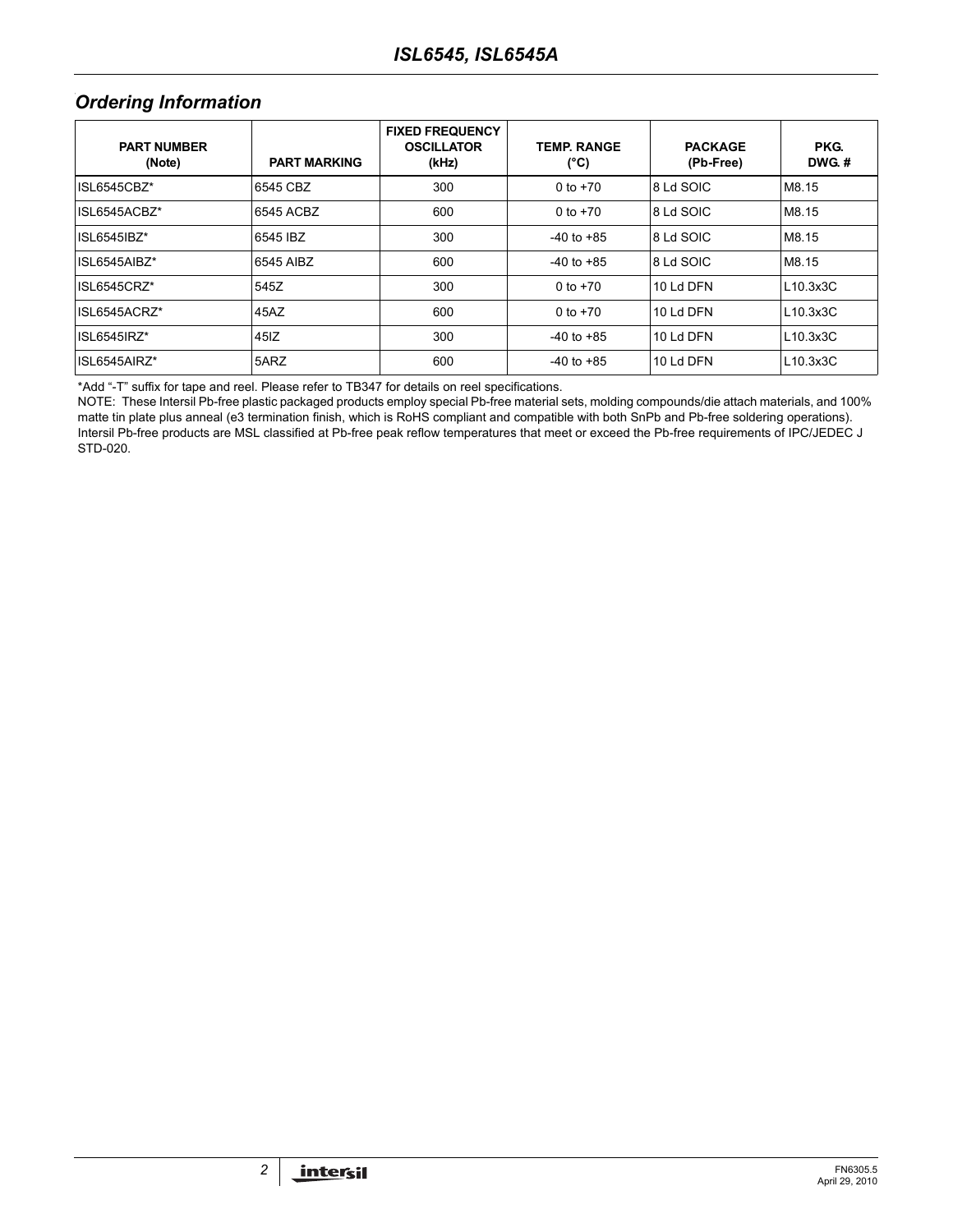## Ordering Information

| PART NUMBER (Note) | PART MARKING | FIXED FREQUENCY OSCILLATOR (kHz) | TEMP. RANGE (°C) | PACKAGE (Pb-Free) | PKG. DWG. # |
|---|---|---|---|---|---|
| ISL6545CBZ* | 6545 CBZ | 300 | 0 to +70 | 8 Ld SOIC | M8.15 |
| ISL6545ACBZ* | 6545 ACBZ | 600 | 0 to +70 | 8 Ld SOIC | M8.15 |
| ISL6545IBZ* | 6545 IBZ | 300 | -40 to +85 | 8 Ld SOIC | M8.15 |
| ISL6545AIBZ* | 6545 AIBZ | 600 | -40 to +85 | 8 Ld SOIC | M8.15 |
| ISL6545CRZ* | 545Z | 300 | 0 to +70 | 10 Ld DFN | L10.3x3C |
| ISL6545ACRZ* | 45AZ | 600 | 0 to +70 | 10 Ld DFN | L10.3x3C |
| ISL6545IRZ* | 45IZ | 300 | -40 to +85 | 10 Ld DFN | L10.3x3C |
| ISL6545AIRZ* | 5ARZ | 600 | -40 to +85 | 10 Ld DFN | L10.3x3C |

*Add "-T" suffix for tape and reel. Please refer to TB347 for details on reel specifications.

NOTE: These Intersil Pb-free plastic packaged products employ special Pb-free material sets, molding compounds/die attach materials, and 100% matte tin plate plus anneal (e3 termination finish, which is RoHS compliant and compatible with both SnPb and Pb-free soldering operations). Intersil Pb-free products are MSL classified at Pb-free peak reflow temperatures that meet or exceed the Pb-free requirements of IPC/JEDEC J STD-020.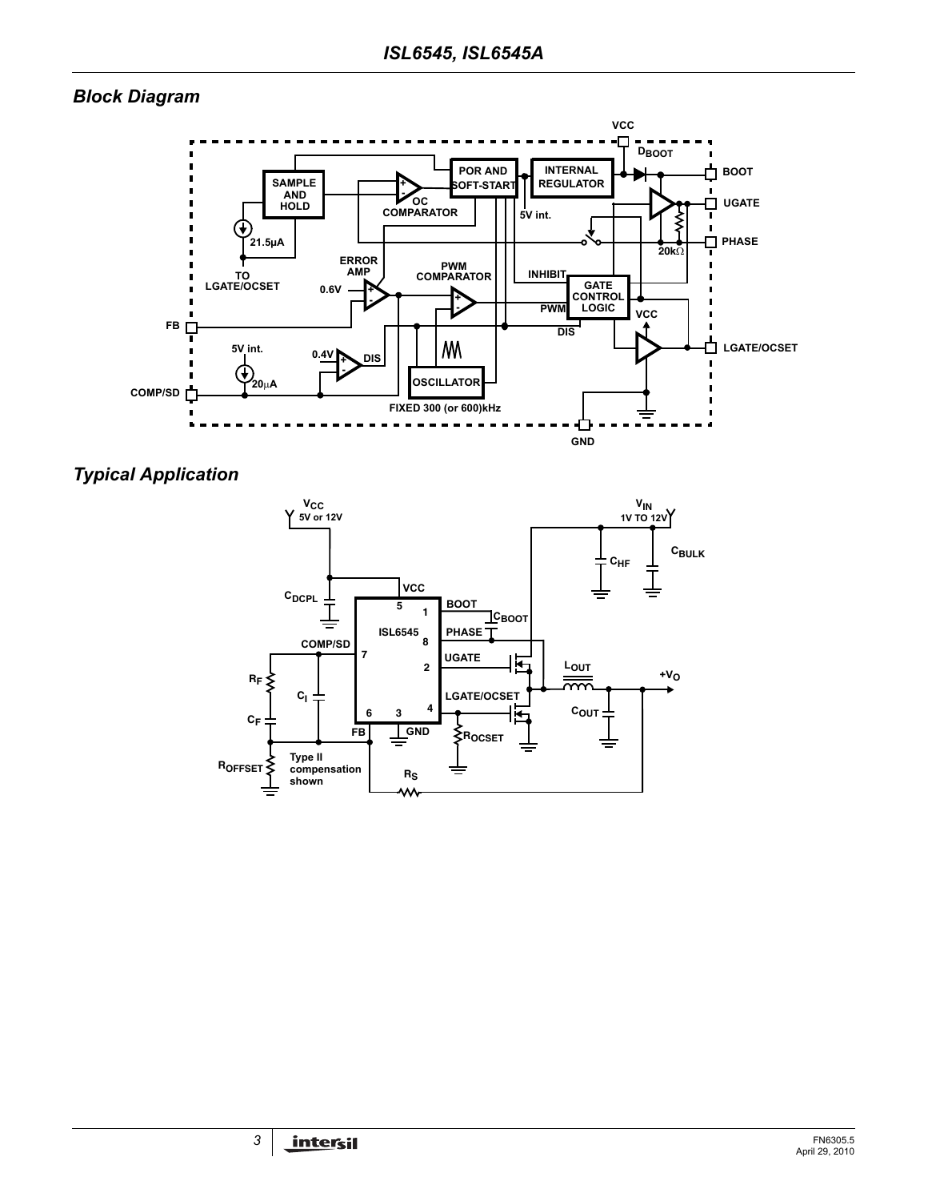## Block Diagram

## Typical Application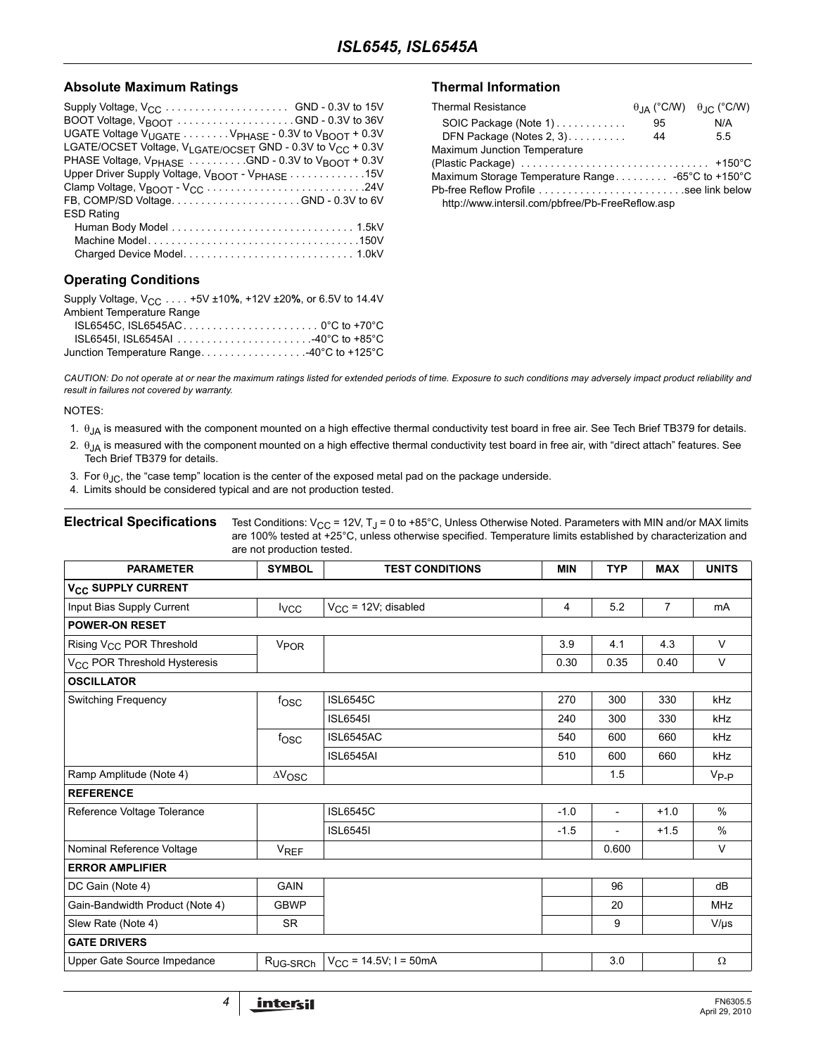## Absolute Maximum Ratings

Supply Voltage, $V_{CC}$ . . . . . . . . . . . . . . . . . . . . . GND - 0.3V to 15V
BOOT Voltage, $V_{BOOT}$ . . . . . . . . . . . . . . . . . . . .GND - 0.3V to 36V
UGATE Voltage $V_{UGATE}$ . . . . . . . . $V_{PHASE}$ - 0.3V to $V_{BOOT}$ + 0.3V
LGATE/OCSET Voltage, $V_{LGATE/OCSET}$ GND - 0.3V to $V_{CC}$ + 0.3V
PHASE Voltage, $V_{PHASE}$ . . . . . . . . . .GND - 0.3V to $V_{BOOT}$ + 0.3V
Upper Driver Supply Voltage, $V_{BOOT}$ - $V_{PHASE}$ . . . . . . . . . . . . .15V
Clamp Voltage, $V_{BOOT}$ - $V_{CC}$ . . . . . . . . . . . . . . . . . . . . . . . . . .24V
FB, COMP/SD Voltage. . . . . . . . . . . . . . . . . . . . . .GND - 0.3V to 6V
ESD Rating
Human Body Model . . . . . . . . . . . . . . . . . . . . . . . . . . . . . . . 1.5kV
Machine Model. . . . . . . . . . . . . . . . . . . . . . . . . . . . . . . . . . . .150V
Charged Device Model. . . . . . . . . . . . . . . . . . . . . . . . . . . . . 1.0kV

## Operating Conditions

Supply Voltage, $V_{CC}$ . . . . +5V ±10%, +12V ±20%, or 6.5V to 14.4V
Ambient Temperature Range
ISL6545C, ISL6545AC. . . . . . . . . . . . . . . . . . . . . . . 0°C to +70°C
ISL6545I, ISL6545AI . . . . . . . . . . . . . . . . . . . . . . .-40°C to +85°C
Junction Temperature Range. . . . . . . . . . . . . . . . . .-40°C to +125°C

## Thermal Information

| Thermal Resistance | $\theta_{JA}$ (°C/W) | $\theta_{JC}$ (°C/W) |
|---|---|---|
| SOIC Package (Note 1) | 95 | N/A |
| DFN Package (Notes 2, 3) | 44 | 5.5 |

Maximum Junction Temperature (Plastic Package) . . . . . . . . . . . . . . . . . . . . . . . . . . . . . . . . +150°C
Maximum Storage Temperature Range . . . . . . . . . -65°C to +150°C
Pb-free Reflow Profile . . . . . . . . . . . . . . . . . . . . . . . . .see link below
http://www.intersil.com/pbfree/Pb-FreeReflow.asp

*CAUTION: Do not operate at or near the maximum ratings listed for extended periods of time. Exposure to such conditions may adversely impact product reliability and result in failures not covered by warranty.*

NOTES:

1. $\theta_{JA}$ is measured with the component mounted on a high effective thermal conductivity test board in free air. See Tech Brief TB379 for details.
2. $\theta_{JA}$ is measured with the component mounted on a high effective thermal conductivity test board in free air, with "direct attach" features. See Tech Brief TB379 for details.
3. For $\theta_{JC}$, the "case temp" location is the center of the exposed metal pad on the package underside.
4. Limits should be considered typical and are not production tested.

**Electrical Specifications** Test Conditions: $V_{CC}$ = 12V, $T_J$ = 0 to +85°C, Unless Otherwise Noted. Parameters with MIN and/or MAX limits are 100% tested at +25°C, unless otherwise specified. Temperature limits established by characterization and are not production tested.

| PARAMETER | SYMBOL | TEST CONDITIONS | MIN | TYP | MAX | UNITS |
|---|---|---|---|---|---|---|
| **$V_{CC}$ SUPPLY CURRENT** | | | | | | |
| Input Bias Supply Current | $I_{VCC}$ | $V_{CC}$ = 12V; disabled | 4 | 5.2 | 7 | mA |
| **POWER-ON RESET** | | | | | | |
| Rising $V_{CC}$ POR Threshold | $V_{POR}$ | | 3.9 | 4.1 | 4.3 | V |
| $V_{CC}$ POR Threshold Hysteresis | | | 0.30 | 0.35 | 0.40 | V |
| **OSCILLATOR** | | | | | | |
| Switching Frequency | $f_{OSC}$ | ISL6545C | 270 | 300 | 330 | kHz |
| | | ISL6545I | 240 | 300 | 330 | kHz |
| | $f_{OSC}$ | ISL6545AC | 540 | 600 | 660 | kHz |
| | | ISL6545AI | 510 | 600 | 660 | kHz |
| Ramp Amplitude (Note 4) | $\Delta V_{OSC}$ | | | 1.5 | | $V_{P-P}$ |
| **REFERENCE** | | | | | | |
| Reference Voltage Tolerance | | ISL6545C | -1.0 | - | +1.0 | % |
| | | ISL6545I | -1.5 | - | +1.5 | % |
| Nominal Reference Voltage | $V_{REF}$ | | | 0.600 | | V |
| **ERROR AMPLIFIER** | | | | | | |
| DC Gain (Note 4) | GAIN | | | 96 | | dB |
| Gain-Bandwidth Product (Note 4) | GBWP | | | 20 | | MHz |
| Slew Rate (Note 4) | SR | | | 9 | | V/µs |
| **GATE DRIVERS** | | | | | | |
| Upper Gate Source Impedance | $R_{UG-SRCh}$ | $V_{CC}$ = 14.5V; I = 50mA | | 3.0 | | Ω |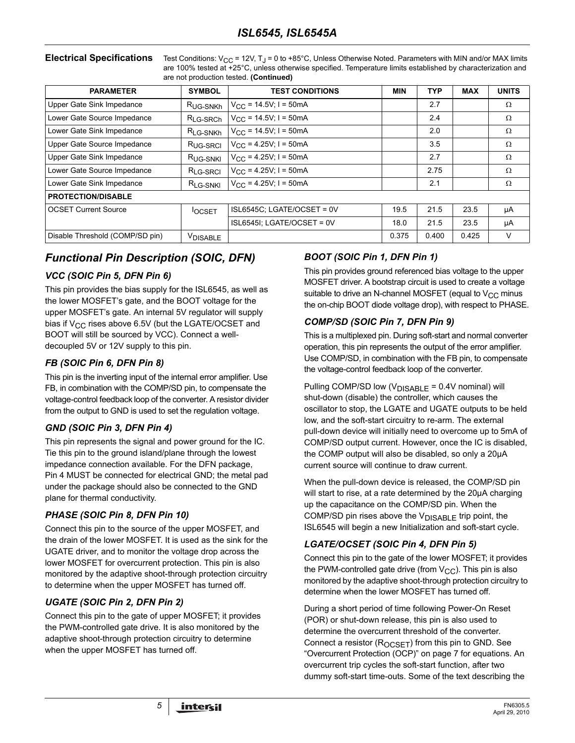**Electrical Specifications** Test Conditions: $V_{CC}$ = 12V, $T_J$ = 0 to +85°C, Unless Otherwise Noted. Parameters with MIN and/or MAX limits are 100% tested at +25°C, unless otherwise specified. Temperature limits established by characterization and are not production tested. **(Continued)**

| PARAMETER | SYMBOL | TEST CONDITIONS | MIN | TYP | MAX | UNITS |
|---|---|---|---|---|---|---|
| Upper Gate Sink Impedance | $R_{UG\text{-}SNKh}$ | $V_{CC}$ = 14.5V; I = 50mA | | 2.7 | | Ω |
| Lower Gate Source Impedance | $R_{LG\text{-}SRCh}$ | $V_{CC}$ = 14.5V; I = 50mA | | 2.4 | | Ω |
| Lower Gate Sink Impedance | $R_{LG\text{-}SNKh}$ | $V_{CC}$ = 14.5V; I = 50mA | | 2.0 | | Ω |
| Upper Gate Source Impedance | $R_{UG\text{-}SRCl}$ | $V_{CC}$ = 4.25V; I = 50mA | | 3.5 | | Ω |
| Upper Gate Sink Impedance | $R_{UG\text{-}SNKl}$ | $V_{CC}$ = 4.25V; I = 50mA | | 2.7 | | Ω |
| Lower Gate Source Impedance | $R_{LG\text{-}SRCl}$ | $V_{CC}$ = 4.25V; I = 50mA | | 2.75 | | Ω |
| Lower Gate Sink Impedance | $R_{LG\text{-}SNKl}$ | $V_{CC}$ = 4.25V; I = 50mA | | 2.1 | | Ω |
| **PROTECTION/DISABLE** | | | | | | |
| OCSET Current Source | $I_{OCSET}$ | ISL6545C; LGATE/OCSET = 0V | 19.5 | 21.5 | 23.5 | µA |
| | | ISL6545I; LGATE/OCSET = 0V | 18.0 | 21.5 | 23.5 | µA |
| Disable Threshold (COMP/SD pin) | $V_{DISABLE}$ | | 0.375 | 0.400 | 0.425 | V |

## Functional Pin Description (SOIC, DFN)

### VCC (SOIC Pin 5, DFN Pin 6)

This pin provides the bias supply for the ISL6545, as well as the lower MOSFET's gate, and the BOOT voltage for the upper MOSFET's gate. An internal 5V regulator will supply bias if $V_{CC}$ rises above 6.5V (but the LGATE/OCSET and BOOT will still be sourced by VCC). Connect a well-decoupled 5V or 12V supply to this pin.

### FB (SOIC Pin 6, DFN Pin 8)

This pin is the inverting input of the internal error amplifier. Use FB, in combination with the COMP/SD pin, to compensate the voltage-control feedback loop of the converter. A resistor divider from the output to GND is used to set the regulation voltage.

### GND (SOIC Pin 3, DFN Pin 4)

This pin represents the signal and power ground for the IC. Tie this pin to the ground island/plane through the lowest impedance connection available. For the DFN package, Pin 4 MUST be connected for electrical GND; the metal pad under the package should also be connected to the GND plane for thermal conductivity.

### PHASE (SOIC Pin 8, DFN Pin 10)

Connect this pin to the source of the upper MOSFET, and the drain of the lower MOSFET. It is used as the sink for the UGATE driver, and to monitor the voltage drop across the lower MOSFET for overcurrent protection. This pin is also monitored by the adaptive shoot-through protection circuitry to determine when the upper MOSFET has turned off.

### UGATE (SOIC Pin 2, DFN Pin 2)

Connect this pin to the gate of upper MOSFET; it provides the PWM-controlled gate drive. It is also monitored by the adaptive shoot-through protection circuitry to determine when the upper MOSFET has turned off.

### BOOT (SOIC Pin 1, DFN Pin 1)

This pin provides ground referenced bias voltage to the upper MOSFET driver. A bootstrap circuit is used to create a voltage suitable to drive an N-channel MOSFET (equal to $V_{CC}$ minus the on-chip BOOT diode voltage drop), with respect to PHASE.

### COMP/SD (SOIC Pin 7, DFN Pin 9)

This is a multiplexed pin. During soft-start and normal converter operation, this pin represents the output of the error amplifier. Use COMP/SD, in combination with the FB pin, to compensate the voltage-control feedback loop of the converter.

Pulling COMP/SD low ($V_{DISABLE}$ = 0.4V nominal) will shut-down (disable) the controller, which causes the oscillator to stop, the LGATE and UGATE outputs to be held low, and the soft-start circuitry to re-arm. The external pull-down device will initially need to overcome up to 5mA of COMP/SD output current. However, once the IC is disabled, the COMP output will also be disabled, so only a 20µA current source will continue to draw current.

When the pull-down device is released, the COMP/SD pin will start to rise, at a rate determined by the 20µA charging up the capacitance on the COMP/SD pin. When the COMP/SD pin rises above the $V_{DISABLE}$ trip point, the ISL6545 will begin a new Initialization and soft-start cycle.

### LGATE/OCSET (SOIC Pin 4, DFN Pin 5)

Connect this pin to the gate of the lower MOSFET; it provides the PWM-controlled gate drive (from $V_{CC}$). This pin is also monitored by the adaptive shoot-through protection circuitry to determine when the lower MOSFET has turned off.

During a short period of time following Power-On Reset (POR) or shut-down release, this pin is also used to determine the overcurrent threshold of the converter. Connect a resistor ($R_{OCSET}$) from this pin to GND. See "Overcurrent Protection (OCP)" on page 7 for equations. An overcurrent trip cycles the soft-start function, after two dummy soft-start time-outs. Some of the text describing the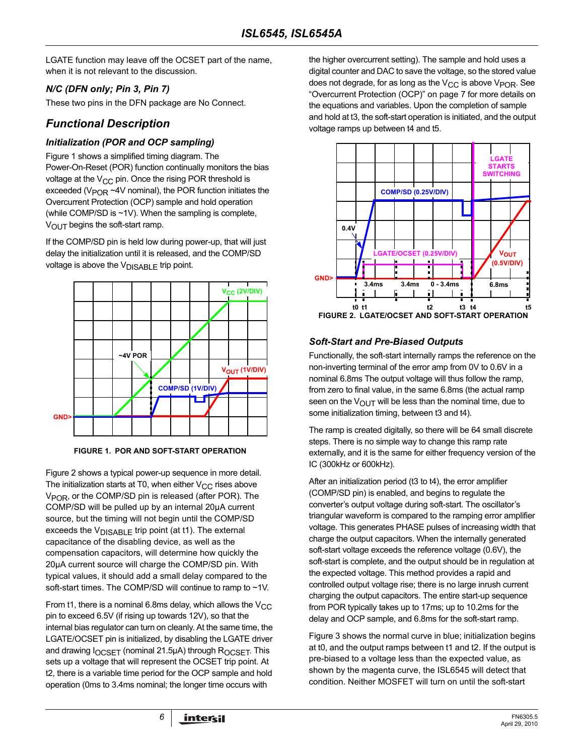LGATE function may leave off the OCSET part of the name, when it is not relevant to the discussion.

### N/C (DFN only; Pin 3, Pin 7)

These two pins in the DFN package are No Connect.

## Functional Description

### Initialization (POR and OCP sampling)

Figure 1 shows a simplified timing diagram. The Power-On-Reset (POR) function continually monitors the bias voltage at the $V_{CC}$ pin. Once the rising POR threshold is exceeded ($V_{POR}$ ~4V nominal), the POR function initiates the Overcurrent Protection (OCP) sample and hold operation (while COMP/SD is ~1V). When the sampling is complete, $V_{OUT}$ begins the soft-start ramp.

If the COMP/SD pin is held low during power-up, that will just delay the initialization until it is released, and the COMP/SD voltage is above the $V_{DISABLE}$ trip point.

FIGURE 1. POR AND SOFT-START OPERATION

Figure 2 shows a typical power-up sequence in more detail. The initialization starts at T0, when either $V_{CC}$ rises above $V_{POR}$, or the COMP/SD pin is released (after POR). The COMP/SD will be pulled up by an internal 20µA current source, but the timing will not begin until the COMP/SD exceeds the $V_{DISABLE}$ trip point (at t1). The external capacitance of the disabling device, as well as the compensation capacitors, will determine how quickly the 20µA current source will charge the COMP/SD pin. With typical values, it should add a small delay compared to the soft-start times. The COMP/SD will continue to ramp to ~1V.

From t1, there is a nominal 6.8ms delay, which allows the $V_{CC}$ pin to exceed 6.5V (if rising up towards 12V), so that the internal bias regulator can turn on cleanly. At the same time, the LGATE/OCSET pin is initialized, by disabling the LGATE driver and drawing $I_{OCSET}$ (nominal 21.5µA) through $R_{OCSET}$. This sets up a voltage that will represent the OCSET trip point. At t2, there is a variable time period for the OCP sample and hold operation (0ms to 3.4ms nominal; the longer time occurs with the higher overcurrent setting). The sample and hold uses a digital counter and DAC to save the voltage, so the stored value does not degrade, for as long as the $V_{CC}$ is above $V_{POR}$. See "Overcurrent Protection (OCP)" on page 7 for more details on the equations and variables. Upon the completion of sample and hold at t3, the soft-start operation is initiated, and the output voltage ramps up between t4 and t5.

FIGURE 2. LGATE/OCSET AND SOFT-START OPERATION

### Soft-Start and Pre-Biased Outputs

Functionally, the soft-start internally ramps the reference on the non-inverting terminal of the error amp from 0V to 0.6V in a nominal 6.8ms The output voltage will thus follow the ramp, from zero to final value, in the same 6.8ms (the actual ramp seen on the $V_{OUT}$ will be less than the nominal time, due to some initialization timing, between t3 and t4).

The ramp is created digitally, so there will be 64 small discrete steps. There is no simple way to change this ramp rate externally, and it is the same for either frequency version of the IC (300kHz or 600kHz).

After an initialization period (t3 to t4), the error amplifier (COMP/SD pin) is enabled, and begins to regulate the converter's output voltage during soft-start. The oscillator's triangular waveform is compared to the ramping error amplifier voltage. This generates PHASE pulses of increasing width that charge the output capacitors. When the internally generated soft-start voltage exceeds the reference voltage (0.6V), the soft-start is complete, and the output should be in regulation at the expected voltage. This method provides a rapid and controlled output voltage rise; there is no large inrush current charging the output capacitors. The entire start-up sequence from POR typically takes up to 17ms; up to 10.2ms for the delay and OCP sample, and 6.8ms for the soft-start ramp.

Figure 3 shows the normal curve in blue; initialization begins at t0, and the output ramps between t1 and t2. If the output is pre-biased to a voltage less than the expected value, as shown by the magenta curve, the ISL6545 will detect that condition. Neither MOSFET will turn on until the soft-start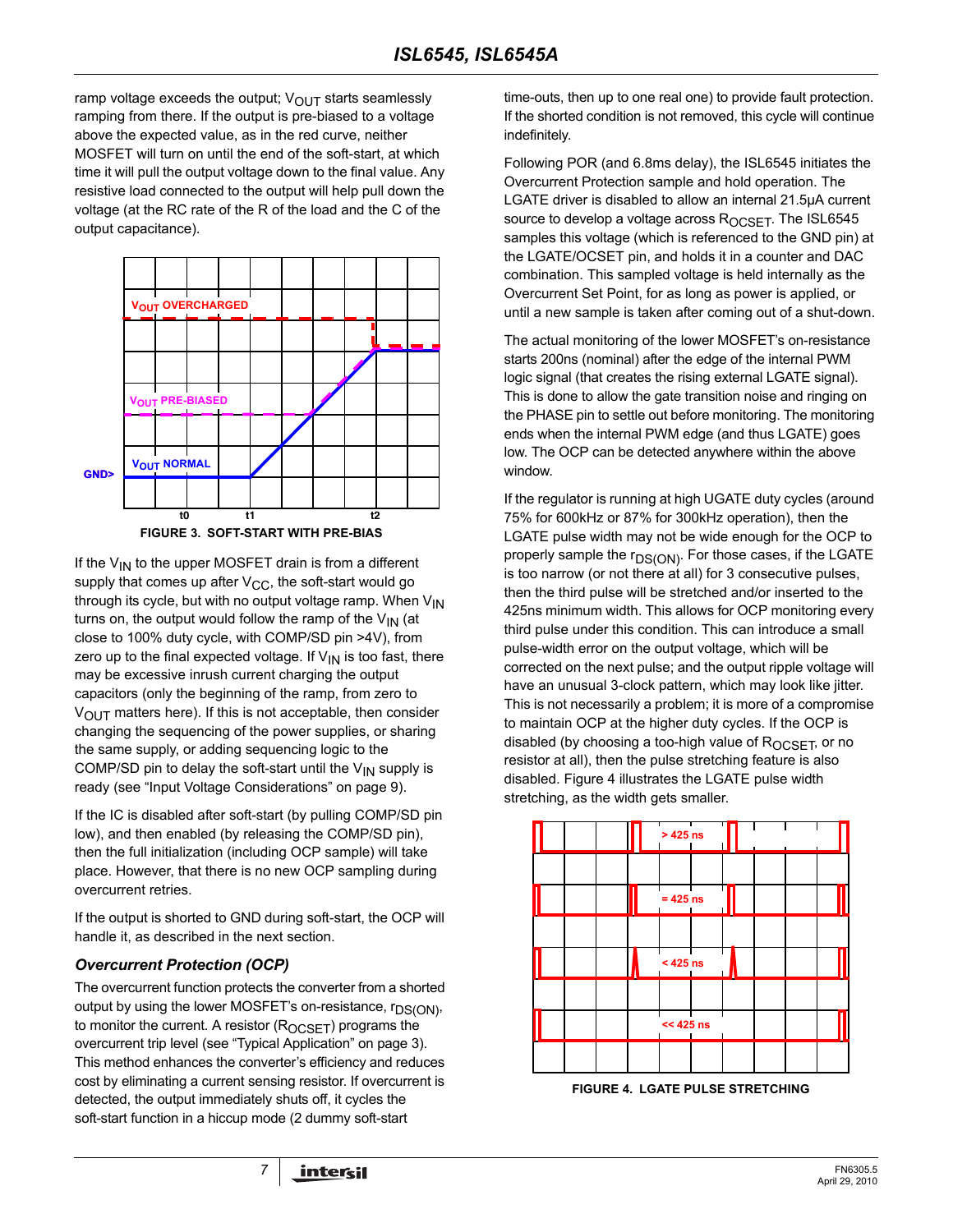ramp voltage exceeds the output; $V_{OUT}$ starts seamlessly ramping from there. If the output is pre-biased to a voltage above the expected value, as in the red curve, neither MOSFET will turn on until the end of the soft-start, at which time it will pull the output voltage down to the final value. Any resistive load connected to the output will help pull down the voltage (at the RC rate of the R of the load and the C of the output capacitance).

FIGURE 3. SOFT-START WITH PRE-BIAS

If the $V_{IN}$ to the upper MOSFET drain is from a different supply that comes up after $V_{CC}$, the soft-start would go through its cycle, but with no output voltage ramp. When $V_{IN}$ turns on, the output would follow the ramp of the $V_{IN}$ (at close to 100% duty cycle, with COMP/SD pin >4V), from zero up to the final expected voltage. If $V_{IN}$ is too fast, there may be excessive inrush current charging the output capacitors (only the beginning of the ramp, from zero to $V_{OUT}$ matters here). If this is not acceptable, then consider changing the sequencing of the power supplies, or sharing the same supply, or adding sequencing logic to the COMP/SD pin to delay the soft-start until the $V_{IN}$ supply is ready (see “Input Voltage Considerations” on page 9).

If the IC is disabled after soft-start (by pulling COMP/SD pin low), and then enabled (by releasing the COMP/SD pin), then the full initialization (including OCP sample) will take place. However, that there is no new OCP sampling during overcurrent retries.

If the output is shorted to GND during soft-start, the OCP will handle it, as described in the next section.

### *Overcurrent Protection (OCP)*

The overcurrent function protects the converter from a shorted output by using the lower MOSFET’s on-resistance, $r_{DS(ON)}$, to monitor the current. A resistor ($R_{OCSET}$) programs the overcurrent trip level (see “Typical Application” on page 3). This method enhances the converter’s efficiency and reduces cost by eliminating a current sensing resistor. If overcurrent is detected, the output immediately shuts off, it cycles the soft-start function in a hiccup mode (2 dummy soft-start time-outs, then up to one real one) to provide fault protection. If the shorted condition is not removed, this cycle will continue indefinitely.

Following POR (and 6.8ms delay), the ISL6545 initiates the Overcurrent Protection sample and hold operation. The LGATE driver is disabled to allow an internal 21.5µA current source to develop a voltage across $R_{OCSET}$. The ISL6545 samples this voltage (which is referenced to the GND pin) at the LGATE/OCSET pin, and holds it in a counter and DAC combination. This sampled voltage is held internally as the Overcurrent Set Point, for as long as power is applied, or until a new sample is taken after coming out of a shut-down.

The actual monitoring of the lower MOSFET’s on-resistance starts 200ns (nominal) after the edge of the internal PWM logic signal (that creates the rising external LGATE signal). This is done to allow the gate transition noise and ringing on the PHASE pin to settle out before monitoring. The monitoring ends when the internal PWM edge (and thus LGATE) goes low. The OCP can be detected anywhere within the above window.

If the regulator is running at high UGATE duty cycles (around 75% for 600kHz or 87% for 300kHz operation), then the LGATE pulse width may not be wide enough for the OCP to properly sample the $r_{DS(ON)}$. For those cases, if the LGATE is too narrow (or not there at all) for 3 consecutive pulses, then the third pulse will be stretched and/or inserted to the 425ns minimum width. This allows for OCP monitoring every third pulse under this condition. This can introduce a small pulse-width error on the output voltage, which will be corrected on the next pulse; and the output ripple voltage will have an unusual 3-clock pattern, which may look like jitter. This is not necessarily a problem; it is more of a compromise to maintain OCP at the higher duty cycles. If the OCP is disabled (by choosing a too-high value of $R_{OCSET}$, or no resistor at all), then the pulse stretching feature is also disabled. Figure 4 illustrates the LGATE pulse width stretching, as the width gets smaller.

FIGURE 4. LGATE PULSE STRETCHING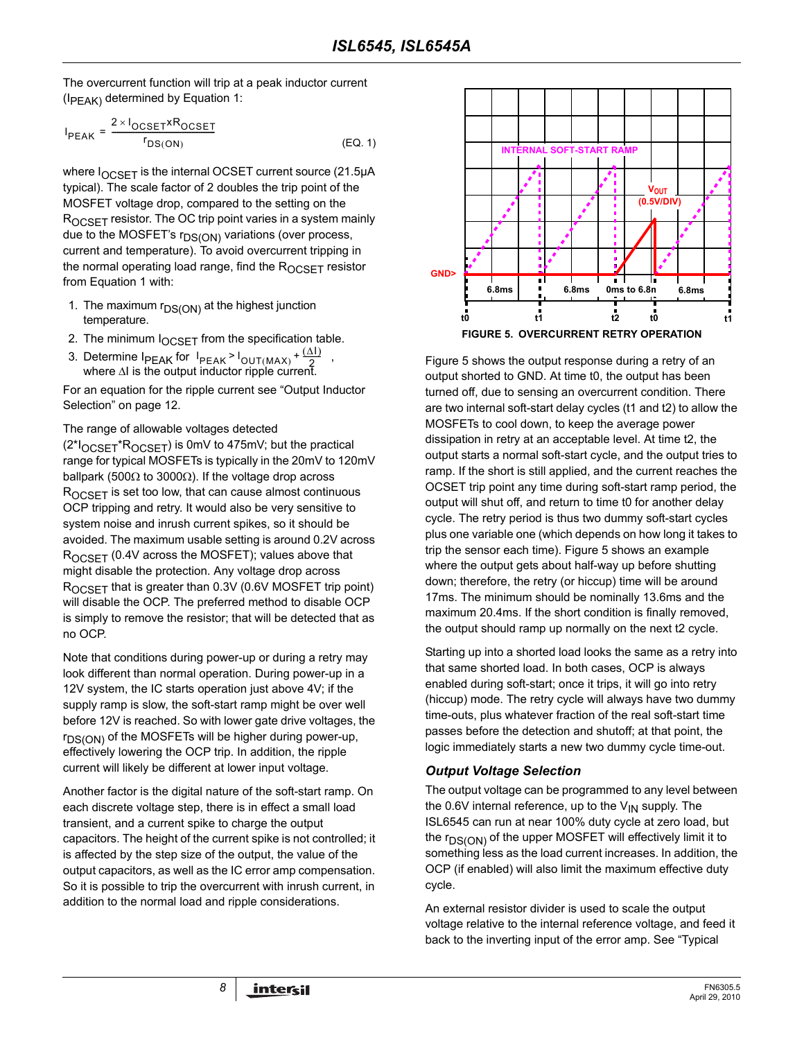The overcurrent function will trip at a peak inductor current ($I_{PEAK}$) determined by Equation 1:

$$I_{PEAK} = \frac{2 \times I_{OCSET} x R_{OCSET}}{r_{DS(ON)}} \quad \text{(EQ. 1)}$$

where $I_{OCSET}$ is the internal OCSET current source (21.5µA typical). The scale factor of 2 doubles the trip point of the MOSFET voltage drop, compared to the setting on the $R_{OCSET}$ resistor. The OC trip point varies in a system mainly due to the MOSFET's $r_{DS(ON)}$ variations (over process, current and temperature). To avoid overcurrent tripping in the normal operating load range, find the $R_{OCSET}$ resistor from Equation 1 with:

1. The maximum $r_{DS(ON)}$ at the highest junction temperature.
2. The minimum $I_{OCSET}$ from the specification table.
3. Determine $I_{PEAK}$ for $I_{PEAK} > I_{OUT(MAX)} + \frac{(\Delta I)}{2}$, where $\Delta I$ is the output inductor ripple current.

For an equation for the ripple current see "Output Inductor Selection" on page 12.

The range of allowable voltages detected ($2^*I_{OCSET}{}^*R_{OCSET}$) is 0mV to 475mV; but the practical range for typical MOSFETs is typically in the 20mV to 120mV ballpark (500Ω to 3000Ω). If the voltage drop across $R_{OCSET}$ is set too low, that can cause almost continuous OCP tripping and retry. It would also be very sensitive to system noise and inrush current spikes, so it should be avoided. The maximum usable setting is around 0.2V across $R_{OCSET}$ (0.4V across the MOSFET); values above that might disable the protection. Any voltage drop across $R_{OCSET}$ that is greater than 0.3V (0.6V MOSFET trip point) will disable the OCP. The preferred method to disable OCP is simply to remove the resistor; that will be detected that as no OCP.

Note that conditions during power-up or during a retry may look different than normal operation. During power-up in a 12V system, the IC starts operation just above 4V; if the supply ramp is slow, the soft-start ramp might be over well before 12V is reached. So with lower gate drive voltages, the $r_{DS(ON)}$ of the MOSFETs will be higher during power-up, effectively lowering the OCP trip. In addition, the ripple current will likely be different at lower input voltage.

Another factor is the digital nature of the soft-start ramp. On each discrete voltage step, there is in effect a small load transient, and a current spike to charge the output capacitors. The height of the current spike is not controlled; it is affected by the step size of the output, the value of the output capacitors, as well as the IC error amp compensation. So it is possible to trip the overcurrent with inrush current, in addition to the normal load and ripple considerations.

FIGURE 5. OVERCURRENT RETRY OPERATION

Figure 5 shows the output response during a retry of an output shorted to GND. At time t0, the output has been turned off, due to sensing an overcurrent condition. There are two internal soft-start delay cycles (t1 and t2) to allow the MOSFETs to cool down, to keep the average power dissipation in retry at an acceptable level. At time t2, the output starts a normal soft-start cycle, and the output tries to ramp. If the short is still applied, and the current reaches the OCSET trip point any time during soft-start ramp period, the output will shut off, and return to time t0 for another delay cycle. The retry period is thus two dummy soft-start cycles plus one variable one (which depends on how long it takes to trip the sensor each time). Figure 5 shows an example where the output gets about half-way up before shutting down; therefore, the retry (or hiccup) time will be around 17ms. The minimum should be nominally 13.6ms and the maximum 20.4ms. If the short condition is finally removed, the output should ramp up normally on the next t2 cycle.

Starting up into a shorted load looks the same as a retry into that same shorted load. In both cases, OCP is always enabled during soft-start; once it trips, it will go into retry (hiccup) mode. The retry cycle will always have two dummy time-outs, plus whatever fraction of the real soft-start time passes before the detection and shutoff; at that point, the logic immediately starts a new two dummy cycle time-out.

### *Output Voltage Selection*

The output voltage can be programmed to any level between the 0.6V internal reference, up to the $V_{IN}$ supply. The ISL6545 can run at near 100% duty cycle at zero load, but the $r_{DS(ON)}$ of the upper MOSFET will effectively limit it to something less as the load current increases. In addition, the OCP (if enabled) will also limit the maximum effective duty cycle.

An external resistor divider is used to scale the output voltage relative to the internal reference voltage, and feed it back to the inverting input of the error amp. See "Typical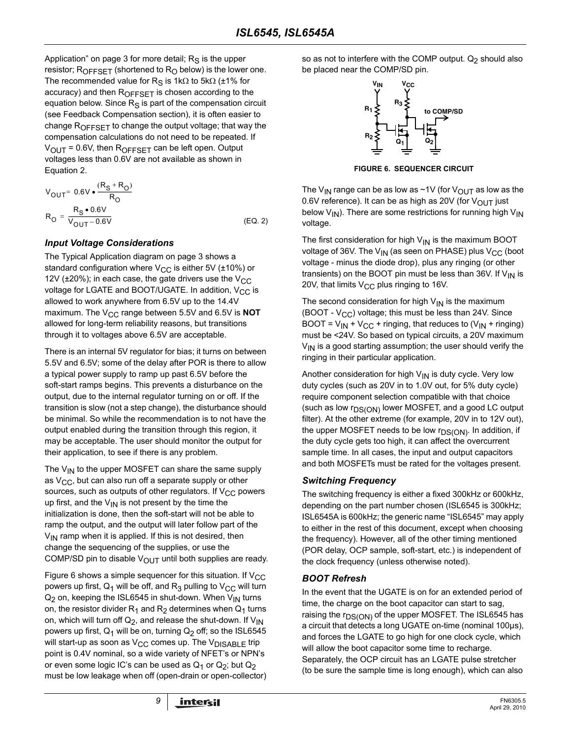Application" on page 3 for more detail; $R_S$ is the upper resistor; $R_{OFFSET}$ (shortened to $R_O$ below) is the lower one. The recommended value for $R_S$ is 1kΩ to 5kΩ (±1% for accuracy) and then $R_{OFFSET}$ is chosen according to the equation below. Since $R_S$ is part of the compensation circuit (see Feedback Compensation section), it is often easier to change $R_{OFFSET}$ to change the output voltage; that way the compensation calculations do not need to be repeated. If $V_{OUT}$ = 0.6V, then $R_{OFFSET}$ can be left open. Output voltages less than 0.6V are not available as shown in Equation 2.

$$V_{OUT} = 0.6V \bullet \frac{(R_S + R_O)}{R_O}$$

$$R_O = \frac{R_S \bullet 0.6V}{V_{OUT} - 0.6V} \qquad \text{(EQ. 2)}$$

### Input Voltage Considerations

The Typical Application diagram on page 3 shows a standard configuration where $V_{CC}$ is either 5V (±10%) or 12V (±20%); in each case, the gate drivers use the $V_{CC}$ voltage for LGATE and BOOT/UGATE. In addition, $V_{CC}$ is allowed to work anywhere from 6.5V up to the 14.4V maximum. The $V_{CC}$ range between 5.5V and 6.5V is **NOT** allowed for long-term reliability reasons, but transitions through it to voltages above 6.5V are acceptable.

There is an internal 5V regulator for bias; it turns on between 5.5V and 6.5V; some of the delay after POR is there to allow a typical power supply to ramp up past 6.5V before the soft-start ramps begins. This prevents a disturbance on the output, due to the internal regulator turning on or off. If the transition is slow (not a step change), the disturbance should be minimal. So while the recommendation is to not have the output enabled during the transition through this region, it may be acceptable. The user should monitor the output for their application, to see if there is any problem.

The $V_{IN}$ to the upper MOSFET can share the same supply as $V_{CC}$, but can also run off a separate supply or other sources, such as outputs of other regulators. If $V_{CC}$ powers up first, and the $V_{IN}$ is not present by the time the initialization is done, then the soft-start will not be able to ramp the output, and the output will later follow part of the $V_{IN}$ ramp when it is applied. If this is not desired, then change the sequencing of the supplies, or use the COMP/SD pin to disable $V_{OUT}$ until both supplies are ready.

Figure 6 shows a simple sequencer for this situation. If $V_{CC}$ powers up first, $Q_1$ will be off, and $R_3$ pulling to $V_{CC}$ will turn $Q_2$ on, keeping the ISL6545 in shut-down. When $V_{IN}$ turns on, the resistor divider $R_1$ and $R_2$ determines when $Q_1$ turns on, which will turn off $Q_2$, and release the shut-down. If $V_{IN}$ powers up first, $Q_1$ will be on, turning $Q_2$ off; so the ISL6545 will start-up as soon as $V_{CC}$ comes up. The $V_{DISABLE}$ trip point is 0.4V nominal, so a wide variety of NFET's or NPN's or even some logic IC's can be used as $Q_1$ or $Q_2$; but $Q_2$ must be low leakage when off (open-drain or open-collector) so as not to interfere with the COMP output. $Q_2$ should also be placed near the COMP/SD pin.

**FIGURE 6. SEQUENCER CIRCUIT**

The $V_{IN}$ range can be as low as ~1V (for $V_{OUT}$ as low as the 0.6V reference). It can be as high as 20V (for $V_{OUT}$ just below $V_{IN}$). There are some restrictions for running high $V_{IN}$ voltage.

The first consideration for high $V_{IN}$ is the maximum BOOT voltage of 36V. The $V_{IN}$ (as seen on PHASE) plus $V_{CC}$ (boot voltage - minus the diode drop), plus any ringing (or other transients) on the BOOT pin must be less than 36V. If $V_{IN}$ is 20V, that limits $V_{CC}$ plus ringing to 16V.

The second consideration for high $V_{IN}$ is the maximum (BOOT - $V_{CC}$) voltage; this must be less than 24V. Since BOOT = $V_{IN}$ + $V_{CC}$ + ringing, that reduces to ($V_{IN}$ + ringing) must be <24V. So based on typical circuits, a 20V maximum $V_{IN}$ is a good starting assumption; the user should verify the ringing in their particular application.

Another consideration for high $V_{IN}$ is duty cycle. Very low duty cycles (such as 20V in to 1.0V out, for 5% duty cycle) require component selection compatible with that choice (such as low $r_{DS(ON)}$ lower MOSFET, and a good LC output filter). At the other extreme (for example, 20V in to 12V out), the upper MOSFET needs to be low $r_{DS(ON)}$. In addition, if the duty cycle gets too high, it can affect the overcurrent sample time. In all cases, the input and output capacitors and both MOSFETs must be rated for the voltages present.

### Switching Frequency

The switching frequency is either a fixed 300kHz or 600kHz, depending on the part number chosen (ISL6545 is 300kHz; ISL6545A is 600kHz; the generic name "ISL6545" may apply to either in the rest of this document, except when choosing the frequency). However, all of the other timing mentioned (POR delay, OCP sample, soft-start, etc.) is independent of the clock frequency (unless otherwise noted).

### BOOT Refresh

In the event that the UGATE is on for an extended period of time, the charge on the boot capacitor can start to sag, raising the $r_{DS(ON)}$ of the upper MOSFET. The ISL6545 has a circuit that detects a long UGATE on-time (nominal 100µs), and forces the LGATE to go high for one clock cycle, which will allow the boot capacitor some time to recharge. Separately, the OCP circuit has an LGATE pulse stretcher (to be sure the sample time is long enough), which can also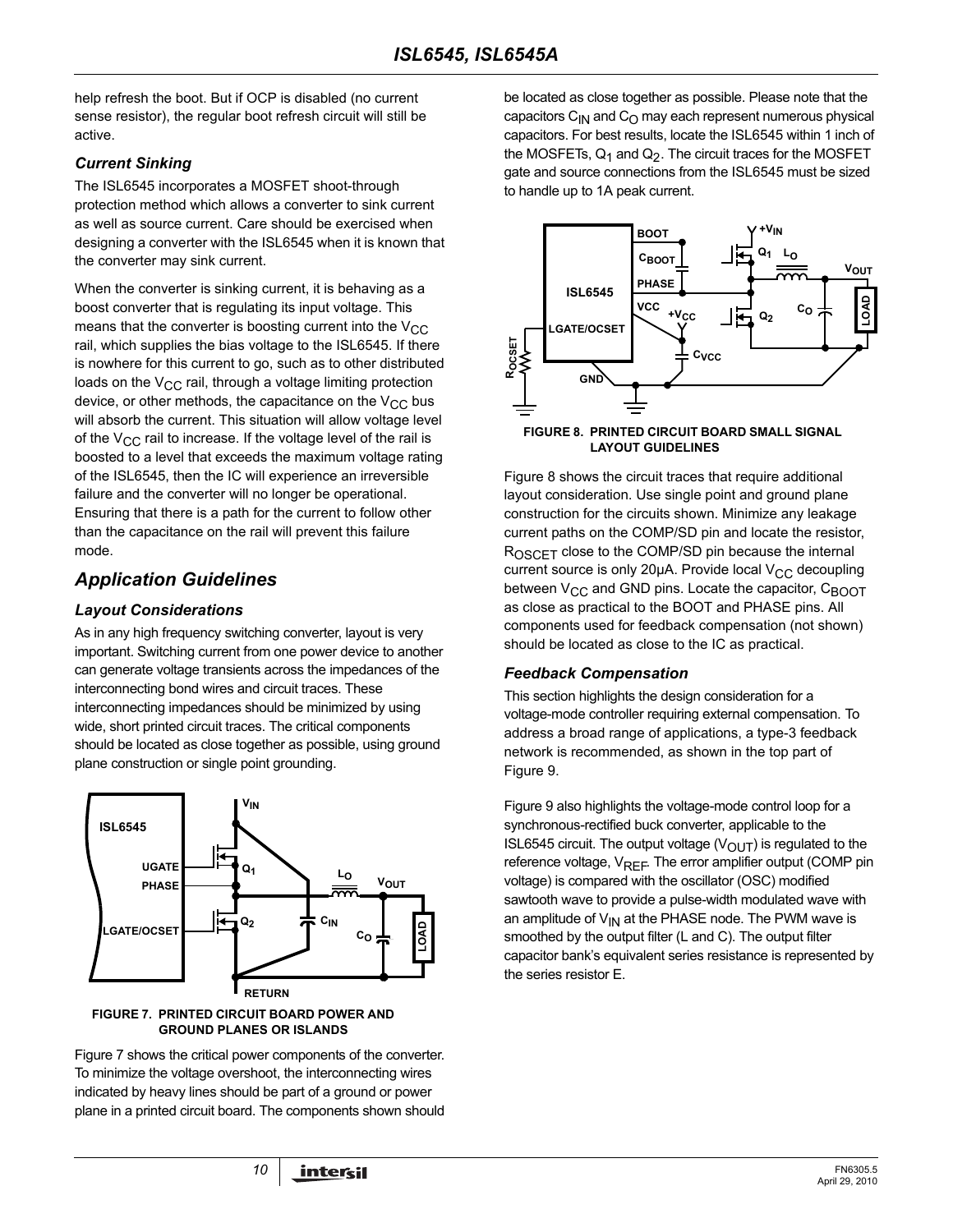help refresh the boot. But if OCP is disabled (no current sense resistor), the regular boot refresh circuit will still be active.

### Current Sinking

The ISL6545 incorporates a MOSFET shoot-through protection method which allows a converter to sink current as well as source current. Care should be exercised when designing a converter with the ISL6545 when it is known that the converter may sink current.

When the converter is sinking current, it is behaving as a boost converter that is regulating its input voltage. This means that the converter is boosting current into the $V_{CC}$ rail, which supplies the bias voltage to the ISL6545. If there is nowhere for this current to go, such as to other distributed loads on the $V_{CC}$ rail, through a voltage limiting protection device, or other methods, the capacitance on the $V_{CC}$ bus will absorb the current. This situation will allow voltage level of the $V_{CC}$ rail to increase. If the voltage level of the rail is boosted to a level that exceeds the maximum voltage rating of the ISL6545, then the IC will experience an irreversible failure and the converter will no longer be operational. Ensuring that there is a path for the current to follow other than the capacitance on the rail will prevent this failure mode.

## Application Guidelines

### Layout Considerations

As in any high frequency switching converter, layout is very important. Switching current from one power device to another can generate voltage transients across the impedances of the interconnecting bond wires and circuit traces. These interconnecting impedances should be minimized by using wide, short printed circuit traces. The critical components should be located as close together as possible, using ground plane construction or single point grounding.

FIGURE 7. PRINTED CIRCUIT BOARD POWER AND GROUND PLANES OR ISLANDS

Figure 7 shows the critical power components of the converter. To minimize the voltage overshoot, the interconnecting wires indicated by heavy lines should be part of a ground or power plane in a printed circuit board. The components shown should be located as close together as possible. Please note that the capacitors $C_{IN}$ and $C_O$ may each represent numerous physical capacitors. For best results, locate the ISL6545 within 1 inch of the MOSFETs, $Q_1$ and $Q_2$. The circuit traces for the MOSFET gate and source connections from the ISL6545 must be sized to handle up to 1A peak current.

FIGURE 8. PRINTED CIRCUIT BOARD SMALL SIGNAL LAYOUT GUIDELINES

Figure 8 shows the circuit traces that require additional layout consideration. Use single point and ground plane construction for the circuits shown. Minimize any leakage current paths on the COMP/SD pin and locate the resistor, $R_{OSCET}$ close to the COMP/SD pin because the internal current source is only 20µA. Provide local $V_{CC}$ decoupling between $V_{CC}$ and GND pins. Locate the capacitor, $C_{BOOT}$ as close as practical to the BOOT and PHASE pins. All components used for feedback compensation (not shown) should be located as close to the IC as practical.

### Feedback Compensation

This section highlights the design consideration for a voltage-mode controller requiring external compensation. To address a broad range of applications, a type-3 feedback network is recommended, as shown in the top part of Figure 9.

Figure 9 also highlights the voltage-mode control loop for a synchronous-rectified buck converter, applicable to the ISL6545 circuit. The output voltage ($V_{OUT}$) is regulated to the reference voltage, $V_{REF}$. The error amplifier output (COMP pin voltage) is compared with the oscillator (OSC) modified sawtooth wave to provide a pulse-width modulated wave with an amplitude of $V_{IN}$ at the PHASE node. The PWM wave is smoothed by the output filter (L and C). The output filter capacitor bank's equivalent series resistance is represented by the series resistor E.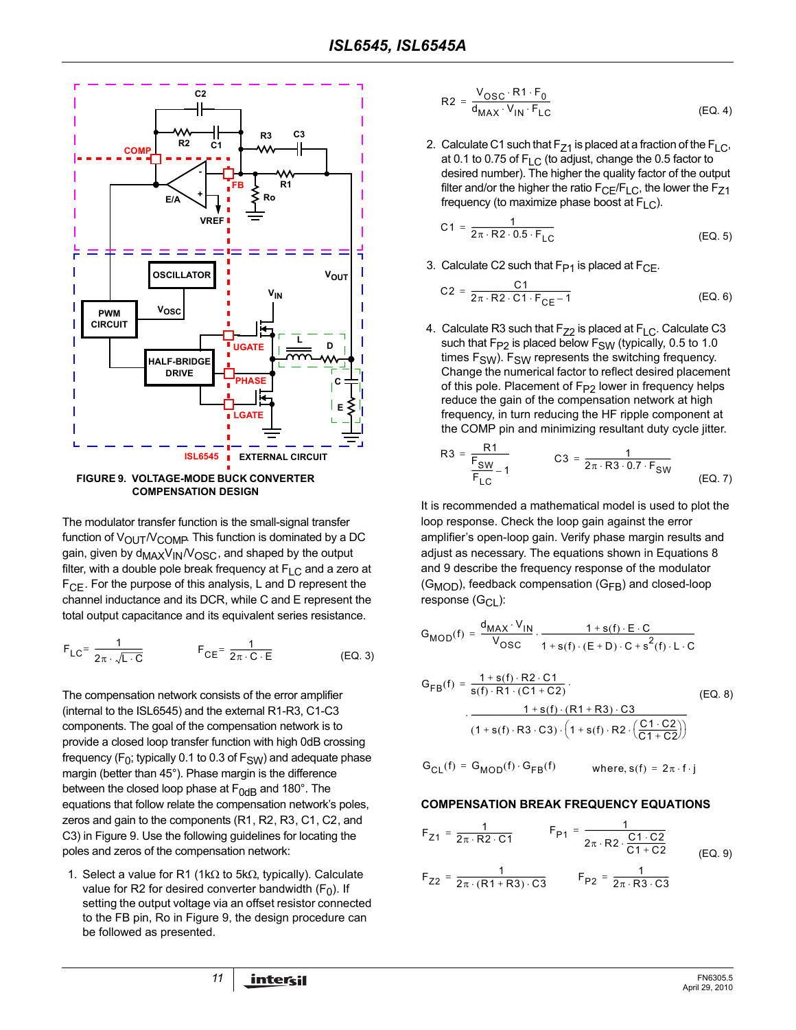FIGURE 9. VOLTAGE-MODE BUCK CONVERTER COMPENSATION DESIGN

The modulator transfer function is the small-signal transfer function of $V_{OUT}/V_{COMP}$. This function is dominated by a DC gain, given by $d_{MAX}V_{IN}/V_{OSC}$, and shaped by the output filter, with a double pole break frequency at $F_{LC}$ and a zero at $F_{CE}$. For the purpose of this analysis, L and D represent the channel inductance and its DCR, while C and E represent the total output capacitance and its equivalent series resistance.

$$F_{LC} = \frac{1}{2\pi \cdot \sqrt{L \cdot C}} \qquad F_{CE} = \frac{1}{2\pi \cdot C \cdot E} \qquad \text{(EQ. 3)}$$

The compensation network consists of the error amplifier (internal to the ISL6545) and the external R1-R3, C1-C3 components. The goal of the compensation network is to provide a closed loop transfer function with high 0dB crossing frequency ($F_0$; typically 0.1 to 0.3 of $F_{SW}$) and adequate phase margin (better than 45°). Phase margin is the difference between the closed loop phase at $F_{0dB}$ and 180°. The equations that follow relate the compensation network's poles, zeros and gain to the components (R1, R2, R3, C1, C2, and C3) in Figure 9. Use the following guidelines for locating the poles and zeros of the compensation network:

1. Select a value for R1 (1kΩ to 5kΩ, typically). Calculate value for R2 for desired converter bandwidth ($F_0$). If setting the output voltage via an offset resistor connected to the FB pin, Ro in Figure 9, the design procedure can be followed as presented.

$$R2 = \frac{V_{OSC} \cdot R1 \cdot F_0}{d_{MAX} \cdot V_{IN} \cdot F_{LC}} \qquad \text{(EQ. 4)}$$

2. Calculate C1 such that $F_{Z1}$ is placed at a fraction of the $F_{LC}$, at 0.1 to 0.75 of $F_{LC}$ (to adjust, change the 0.5 factor to desired number). The higher the quality factor of the output filter and/or the higher the ratio $F_{CE}/F_{LC}$, the lower the $F_{Z1}$ frequency (to maximize phase boost at $F_{LC}$).

$$C1 = \frac{1}{2\pi \cdot R2 \cdot 0.5 \cdot F_{LC}} \qquad \text{(EQ. 5)}$$

3. Calculate C2 such that $F_{P1}$ is placed at $F_{CE}$.

$$C2 = \frac{C1}{2\pi \cdot R2 \cdot C1 \cdot F_{CE} - 1} \qquad \text{(EQ. 6)}$$

4. Calculate R3 such that $F_{Z2}$ is placed at $F_{LC}$. Calculate C3 such that $F_{P2}$ is placed below $F_{SW}$ (typically, 0.5 to 1.0 times $F_{SW}$). $F_{SW}$ represents the switching frequency. Change the numerical factor to reflect desired placement of this pole. Placement of $F_{P2}$ lower in frequency helps reduce the gain of the compensation network at high frequency, in turn reducing the HF ripple component at the COMP pin and minimizing resultant duty cycle jitter.

$$R3 = \frac{R1}{\frac{F_{SW}}{F_{LC}} - 1} \qquad C3 = \frac{1}{2\pi \cdot R3 \cdot 0.7 \cdot F_{SW}} \qquad \text{(EQ. 7)}$$

It is recommended a mathematical model is used to plot the loop response. Check the loop gain against the error amplifier's open-loop gain. Verify phase margin results and adjust as necessary. The equations shown in Equations 8 and 9 describe the frequency response of the modulator ($G_{MOD}$), feedback compensation ($G_{FB}$) and closed-loop response ($G_{CL}$):

$$G_{MOD}(f) = \frac{d_{MAX} \cdot V_{IN}}{V_{OSC}} \cdot \frac{1 + s(f) \cdot E \cdot C}{1 + s(f) \cdot (E + D) \cdot C + s^2(f) \cdot L \cdot C}$$

$$G_{FB}(f) = \frac{1 + s(f) \cdot R2 \cdot C1}{s(f) \cdot R1 \cdot (C1 + C2)} \cdot \frac{1 + s(f) \cdot (R1 + R3) \cdot C3}{(1 + s(f) \cdot R3 \cdot C3) \cdot \left(1 + s(f) \cdot R2 \cdot \left(\frac{C1 \cdot C2}{C1 + C2}\right)\right)} \qquad \text{(EQ. 8)}$$

$$G_{CL}(f) = G_{MOD}(f) \cdot G_{FB}(f) \qquad \text{where, } s(f) = 2\pi \cdot f \cdot j$$

### COMPENSATION BREAK FREQUENCY EQUATIONS

$$F_{Z1} = \frac{1}{2\pi \cdot R2 \cdot C1} \qquad F_{P1} = \frac{1}{2\pi \cdot R2 \cdot \frac{C1 \cdot C2}{C1 + C2}}$$

$$F_{Z2} = \frac{1}{2\pi \cdot (R1 + R3) \cdot C3} \qquad F_{P2} = \frac{1}{2\pi \cdot R3 \cdot C3} \qquad \text{(EQ. 9)}$$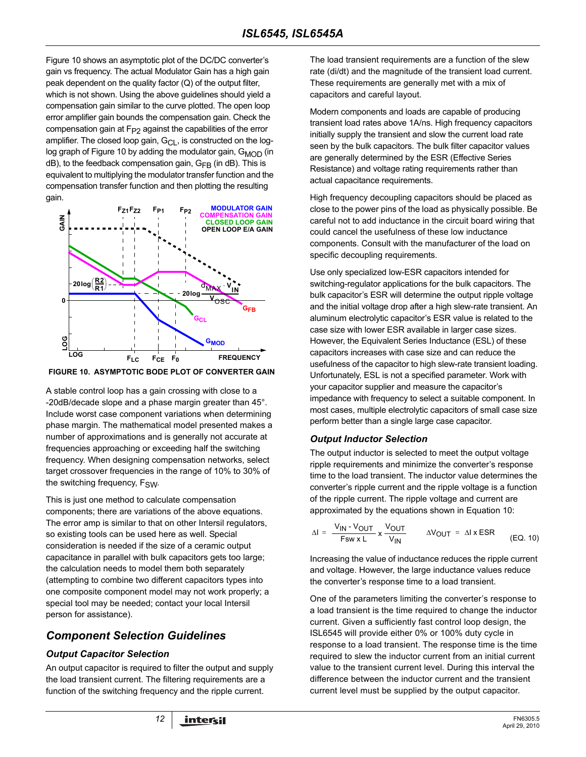Figure 10 shows an asymptotic plot of the DC/DC converter's gain vs frequency. The actual Modulator Gain has a high gain peak dependent on the quality factor (Q) of the output filter, which is not shown. Using the above guidelines should yield a compensation gain similar to the curve plotted. The open loop error amplifier gain bounds the compensation gain. Check the compensation gain at $F_{P2}$ against the capabilities of the error amplifier. The closed loop gain, $G_{CL}$, is constructed on the log-log graph of Figure 10 by adding the modulator gain, $G_{MOD}$ (in dB), to the feedback compensation gain, $G_{FB}$ (in dB). This is equivalent to multiplying the modulator transfer function and the compensation transfer function and then plotting the resulting gain.

FIGURE 10. ASYMPTOTIC BODE PLOT OF CONVERTER GAIN

A stable control loop has a gain crossing with close to a -20dB/decade slope and a phase margin greater than 45°. Include worst case component variations when determining phase margin. The mathematical model presented makes a number of approximations and is generally not accurate at frequencies approaching or exceeding half the switching frequency. When designing compensation networks, select target crossover frequencies in the range of 10% to 30% of the switching frequency, $F_{SW}$.

This is just one method to calculate compensation components; there are variations of the above equations. The error amp is similar to that on other Intersil regulators, so existing tools can be used here as well. Special consideration is needed if the size of a ceramic output capacitance in parallel with bulk capacitors gets too large; the calculation needs to model them both separately (attempting to combine two different capacitors types into one composite component model may not work properly; a special tool may be needed; contact your local Intersil person for assistance).

## Component Selection Guidelines

### Output Capacitor Selection

An output capacitor is required to filter the output and supply the load transient current. The filtering requirements are a function of the switching frequency and the ripple current. The load transient requirements are a function of the slew rate (di/dt) and the magnitude of the transient load current. These requirements are generally met with a mix of capacitors and careful layout.

Modern components and loads are capable of producing transient load rates above 1A/ns. High frequency capacitors initially supply the transient and slow the current load rate seen by the bulk capacitors. The bulk filter capacitor values are generally determined by the ESR (Effective Series Resistance) and voltage rating requirements rather than actual capacitance requirements.

High frequency decoupling capacitors should be placed as close to the power pins of the load as physically possible. Be careful not to add inductance in the circuit board wiring that could cancel the usefulness of these low inductance components. Consult with the manufacturer of the load on specific decoupling requirements.

Use only specialized low-ESR capacitors intended for switching-regulator applications for the bulk capacitors. The bulk capacitor's ESR will determine the output ripple voltage and the initial voltage drop after a high slew-rate transient. An aluminum electrolytic capacitor's ESR value is related to the case size with lower ESR available in larger case sizes. However, the Equivalent Series Inductance (ESL) of these capacitors increases with case size and can reduce the usefulness of the capacitor to high slew-rate transient loading. Unfortunately, ESL is not a specified parameter. Work with your capacitor supplier and measure the capacitor's impedance with frequency to select a suitable component. In most cases, multiple electrolytic capacitors of small case size perform better than a single large case capacitor.

### Output Inductor Selection

The output inductor is selected to meet the output voltage ripple requirements and minimize the converter's response time to the load transient. The inductor value determines the converter's ripple current and the ripple voltage is a function of the ripple current. The ripple voltage and current are approximated by the equations shown in Equation 10:

$$\Delta I = \frac{V_{IN} - V_{OUT}}{F_{SW} \times L} \times \frac{V_{OUT}}{V_{IN}} \qquad \Delta V_{OUT} = \Delta I \times ESR \qquad \text{(EQ. 10)}$$

Increasing the value of inductance reduces the ripple current and voltage. However, the large inductance values reduce the converter's response time to a load transient.

One of the parameters limiting the converter's response to a load transient is the time required to change the inductor current. Given a sufficiently fast control loop design, the ISL6545 will provide either 0% or 100% duty cycle in response to a load transient. The response time is the time required to slew the inductor current from an initial current value to the transient current level. During this interval the difference between the inductor current and the transient current level must be supplied by the output capacitor.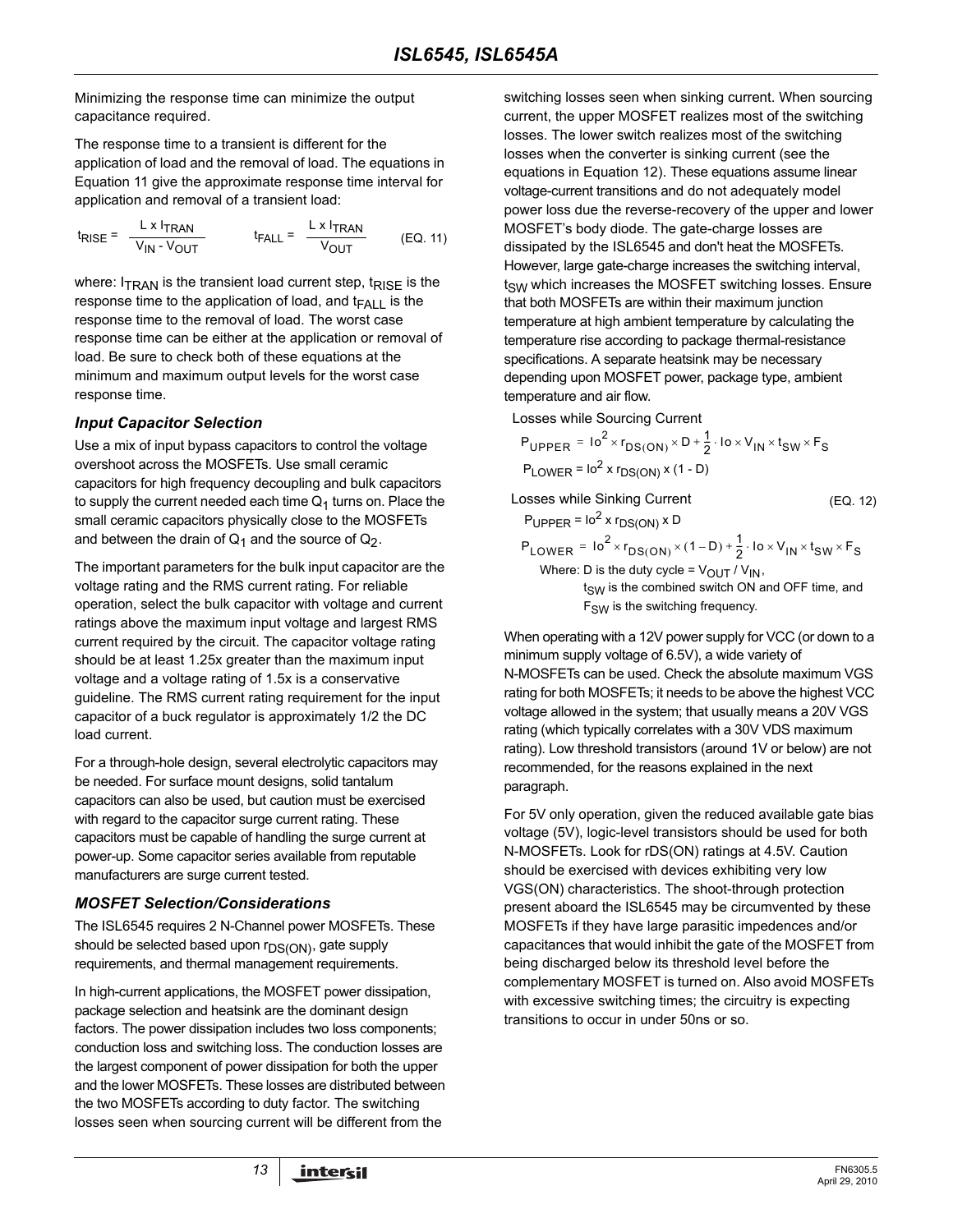Minimizing the response time can minimize the output capacitance required.

The response time to a transient is different for the application of load and the removal of load. The equations in Equation 11 give the approximate response time interval for application and removal of a transient load:

$$t_{RISE} = \frac{L \times I_{TRAN}}{V_{IN} - V_{OUT}} \qquad t_{FALL} = \frac{L \times I_{TRAN}}{V_{OUT}} \qquad \text{(EQ. 11)}$$

where: $I_{TRAN}$ is the transient load current step, $t_{RISE}$ is the response time to the application of load, and $t_{FALL}$ is the response time to the removal of load. The worst case response time can be either at the application or removal of load. Be sure to check both of these equations at the minimum and maximum output levels for the worst case response time.

### *Input Capacitor Selection*

Use a mix of input bypass capacitors to control the voltage overshoot across the MOSFETs. Use small ceramic capacitors for high frequency decoupling and bulk capacitors to supply the current needed each time $Q_1$ turns on. Place the small ceramic capacitors physically close to the MOSFETs and between the drain of $Q_1$ and the source of $Q_2$.

The important parameters for the bulk input capacitor are the voltage rating and the RMS current rating. For reliable operation, select the bulk capacitor with voltage and current ratings above the maximum input voltage and largest RMS current required by the circuit. The capacitor voltage rating should be at least 1.25x greater than the maximum input voltage and a voltage rating of 1.5x is a conservative guideline. The RMS current rating requirement for the input capacitor of a buck regulator is approximately 1/2 the DC load current.

For a through-hole design, several electrolytic capacitors may be needed. For surface mount designs, solid tantalum capacitors can also be used, but caution must be exercised with regard to the capacitor surge current rating. These capacitors must be capable of handling the surge current at power-up. Some capacitor series available from reputable manufacturers are surge current tested.

### *MOSFET Selection/Considerations*

The ISL6545 requires 2 N-Channel power MOSFETs. These should be selected based upon $r_{DS(ON)}$, gate supply requirements, and thermal management requirements.

In high-current applications, the MOSFET power dissipation, package selection and heatsink are the dominant design factors. The power dissipation includes two loss components; conduction loss and switching loss. The conduction losses are the largest component of power dissipation for both the upper and the lower MOSFETs. These losses are distributed between the two MOSFETs according to duty factor. The switching losses seen when sourcing current will be different from the switching losses seen when sinking current. When sourcing current, the upper MOSFET realizes most of the switching losses. The lower switch realizes most of the switching losses when the converter is sinking current (see the equations in Equation 12). These equations assume linear voltage-current transitions and do not adequately model power loss due the reverse-recovery of the upper and lower MOSFET's body diode. The gate-charge losses are dissipated by the ISL6545 and don't heat the MOSFETs. However, large gate-charge increases the switching interval, $t_{SW}$ which increases the MOSFET switching losses. Ensure that both MOSFETs are within their maximum junction temperature at high ambient temperature by calculating the temperature rise according to package thermal-resistance specifications. A separate heatsink may be necessary depending upon MOSFET power, package type, ambient temperature and air flow.

Losses while Sourcing Current

$$P_{UPPER} = Io^2 \times r_{DS(ON)} \times D + \frac{1}{2} \cdot Io \times V_{IN} \times t_{SW} \times F_S$$

$$P_{LOWER} = Io^2 \times r_{DS(ON)} \times (1 - D)$$

Losses while Sinking Current (EQ. 12)

$$P_{UPPER} = Io^2 \times r_{DS(ON)} \times D$$

$$P_{LOWER} = Io^2 \times r_{DS(ON)} \times (1 - D) + \frac{1}{2} \cdot Io \times V_{IN} \times t_{SW} \times F_S$$

Where: D is the duty cycle = $V_{OUT} / V_{IN}$,
$t_{SW}$ is the combined switch ON and OFF time, and
$F_{SW}$ is the switching frequency.

When operating with a 12V power supply for VCC (or down to a minimum supply voltage of 6.5V), a wide variety of N-MOSFETs can be used. Check the absolute maximum VGS rating for both MOSFETs; it needs to be above the highest VCC voltage allowed in the system; that usually means a 20V VGS rating (which typically correlates with a 30V VDS maximum rating). Low threshold transistors (around 1V or below) are not recommended, for the reasons explained in the next paragraph.

For 5V only operation, given the reduced available gate bias voltage (5V), logic-level transistors should be used for both N-MOSFETs. Look for rDS(ON) ratings at 4.5V. Caution should be exercised with devices exhibiting very low VGS(ON) characteristics. The shoot-through protection present aboard the ISL6545 may be circumvented by these MOSFETs if they have large parasitic impedences and/or capacitances that would inhibit the gate of the MOSFET from being discharged below its threshold level before the complementary MOSFET is turned on. Also avoid MOSFETs with excessive switching times; the circuitry is expecting transitions to occur in under 50ns or so.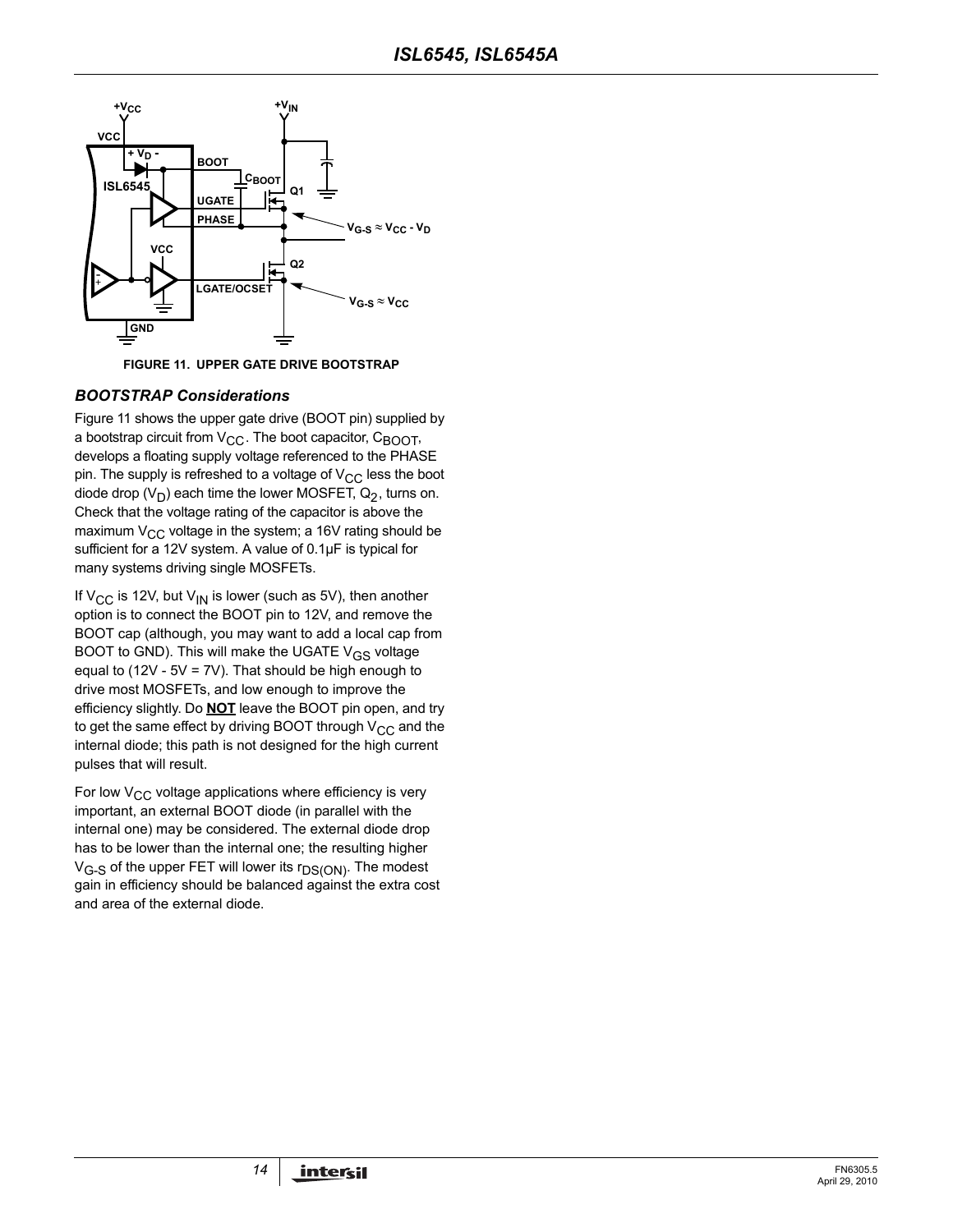FIGURE 11. UPPER GATE DRIVE BOOTSTRAP

### *BOOTSTRAP Considerations*

Figure 11 shows the upper gate drive (BOOT pin) supplied by a bootstrap circuit from $V_{CC}$. The boot capacitor, $C_{BOOT}$, develops a floating supply voltage referenced to the PHASE pin. The supply is refreshed to a voltage of $V_{CC}$ less the boot diode drop ($V_D$) each time the lower MOSFET, $Q_2$, turns on. Check that the voltage rating of the capacitor is above the maximum $V_{CC}$ voltage in the system; a 16V rating should be sufficient for a 12V system. A value of 0.1µF is typical for many systems driving single MOSFETs.

If $V_{CC}$ is 12V, but $V_{IN}$ is lower (such as 5V), then another option is to connect the BOOT pin to 12V, and remove the BOOT cap (although, you may want to add a local cap from BOOT to GND). This will make the UGATE $V_{GS}$ voltage equal to (12V - 5V = 7V). That should be high enough to drive most MOSFETs, and low enough to improve the efficiency slightly. Do **NOT** leave the BOOT pin open, and try to get the same effect by driving BOOT through $V_{CC}$ and the internal diode; this path is not designed for the high current pulses that will result.

For low $V_{CC}$ voltage applications where efficiency is very important, an external BOOT diode (in parallel with the internal one) may be considered. The external diode drop has to be lower than the internal one; the resulting higher $V_{G\text{-}S}$ of the upper FET will lower its $r_{DS(ON)}$. The modest gain in efficiency should be balanced against the extra cost and area of the external diode.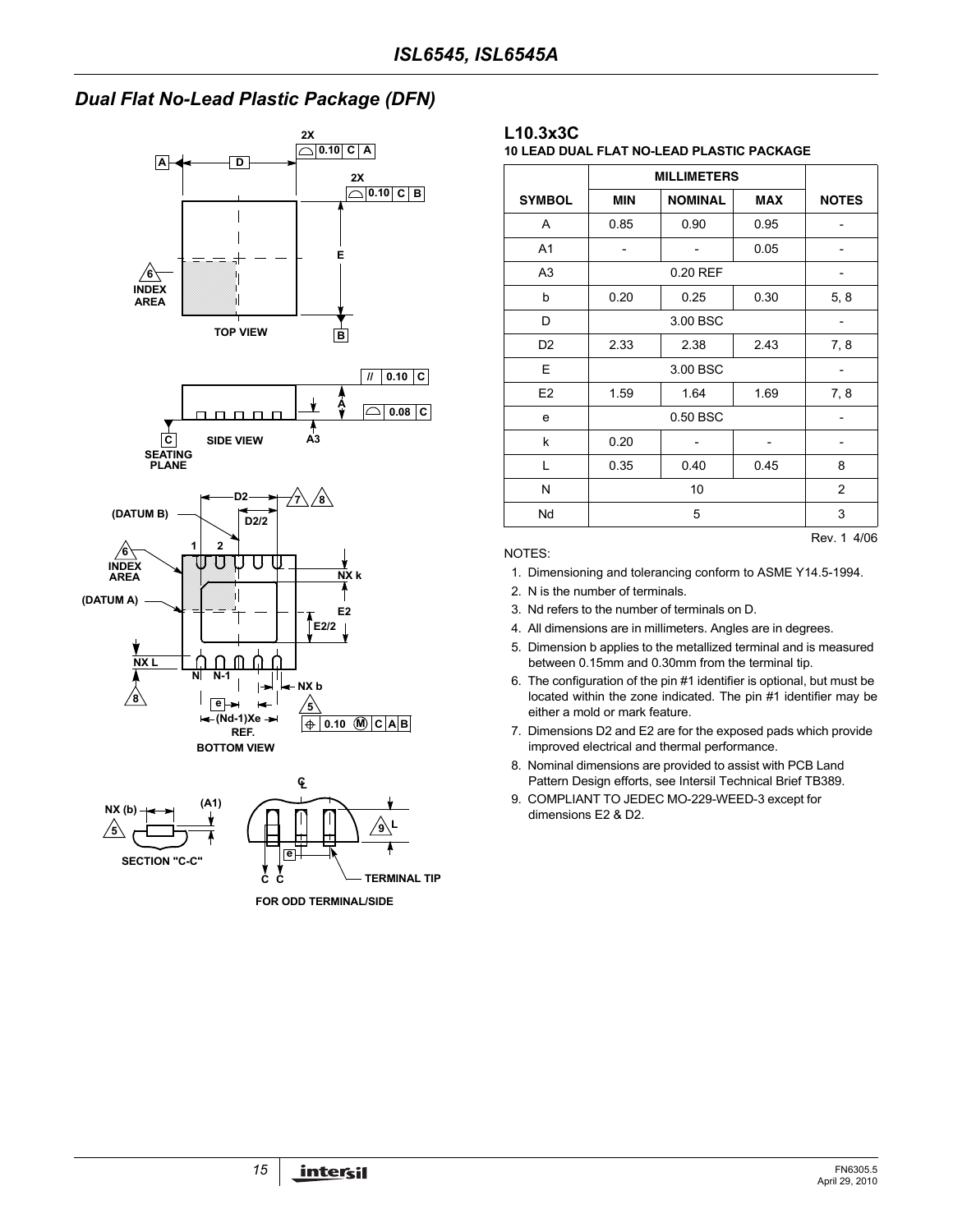## Dual Flat No-Lead Plastic Package (DFN)

### L10.3x3C

**10 LEAD DUAL FLAT NO-LEAD PLASTIC PACKAGE**

| SYMBOL | MILLIMETERS | | | NOTES |
|---|---|---|---|---|
| | MIN | NOMINAL | MAX | |
| A | 0.85 | 0.90 | 0.95 | - |
| A1 | - | - | 0.05 | - |
| A3 | 0.20 REF | | | - |
| b | 0.20 | 0.25 | 0.30 | 5, 8 |
| D | 3.00 BSC | | | - |
| D2 | 2.33 | 2.38 | 2.43 | 7, 8 |
| E | 3.00 BSC | | | - |
| E2 | 1.59 | 1.64 | 1.69 | 7, 8 |
| e | 0.50 BSC | | | - |
| k | 0.20 | - | - | - |
| L | 0.35 | 0.40 | 0.45 | 8 |
| N | 10 | | | 2 |
| Nd | 5 | | | 3 |

Rev. 1 4/06

NOTES:

1. Dimensioning and tolerancing conform to ASME Y14.5-1994.
2. N is the number of terminals.
3. Nd refers to the number of terminals on D.
4. All dimensions are in millimeters. Angles are in degrees.
5. Dimension b applies to the metallized terminal and is measured between 0.15mm and 0.30mm from the terminal tip.
6. The configuration of the pin #1 identifier is optional, but must be located within the zone indicated. The pin #1 identifier may be either a mold or mark feature.
7. Dimensions D2 and E2 are for the exposed pads which provide improved electrical and thermal performance.
8. Nominal dimensions are provided to assist with PCB Land Pattern Design efforts, see Intersil Technical Brief TB389.
9. COMPLIANT TO JEDEC MO-229-WEED-3 except for dimensions E2 & D2.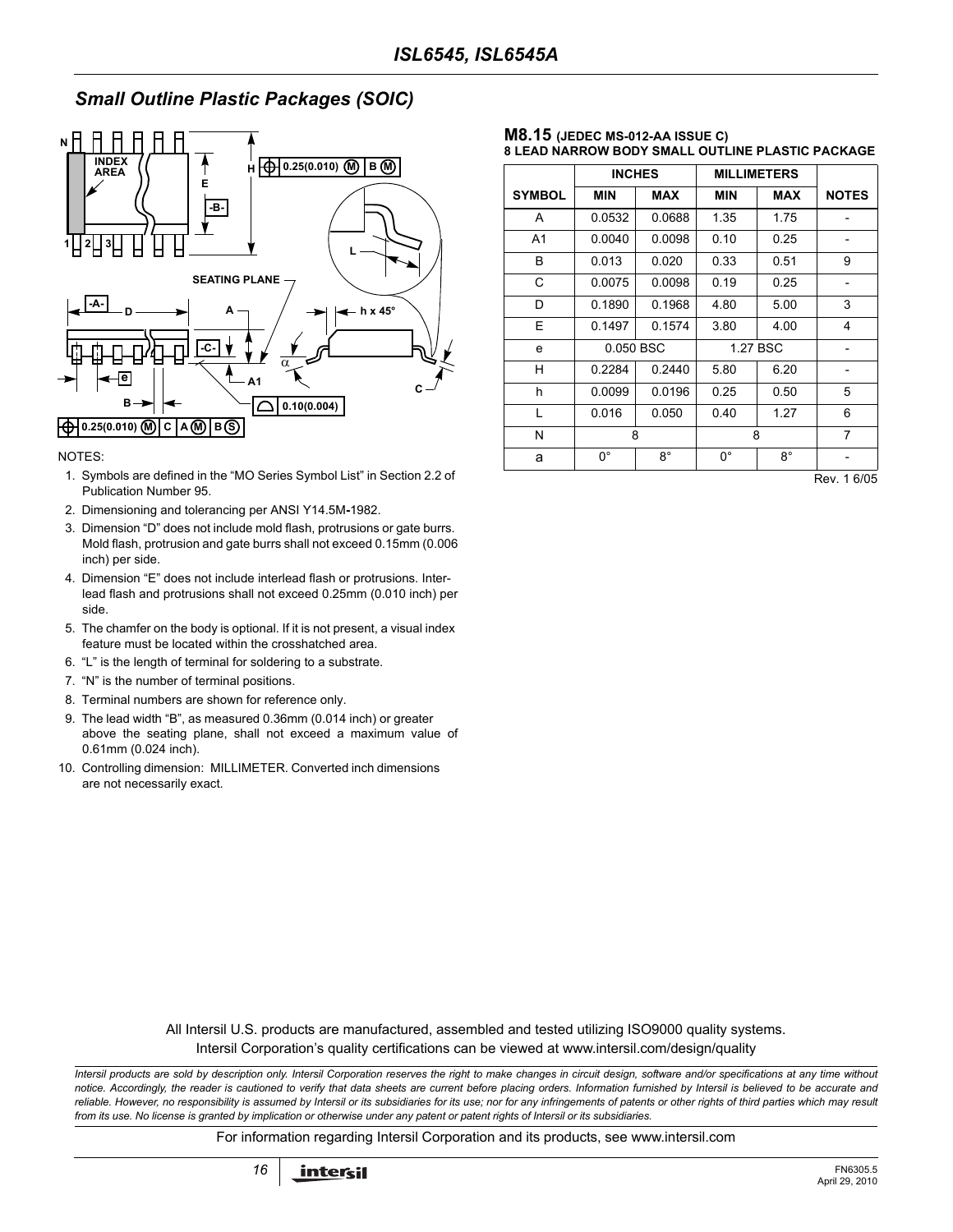## Small Outline Plastic Packages (SOIC)

N
INDEX AREA
E
-B-
H
0.25(0.010) M B M
1 2 3
L
SEATING PLANE
-A-
D
A
h x 45°
-C-
α
e
A1
C
B
0.10(0.004)
0.25(0.010) M C A M B S

NOTES:

1. Symbols are defined in the "MO Series Symbol List" in Section 2.2 of Publication Number 95.
2. Dimensioning and tolerancing per ANSI Y14.5M-1982.
3. Dimension "D" does not include mold flash, protrusions or gate burrs. Mold flash, protrusion and gate burrs shall not exceed 0.15mm (0.006 inch) per side.
4. Dimension "E" does not include interlead flash or protrusions. Interlead flash and protrusions shall not exceed 0.25mm (0.010 inch) per side.
5. The chamfer on the body is optional. If it is not present, a visual index feature must be located within the crosshatched area.
6. "L" is the length of terminal for soldering to a substrate.
7. "N" is the number of terminal positions.
8. Terminal numbers are shown for reference only.
9. The lead width "B", as measured 0.36mm (0.014 inch) or greater above the seating plane, shall not exceed a maximum value of 0.61mm (0.024 inch).
10. Controlling dimension: MILLIMETER. Converted inch dimensions are not necessarily exact.

**M8.15** (JEDEC MS-012-AA ISSUE C)
**8 LEAD NARROW BODY SMALL OUTLINE PLASTIC PACKAGE**

| | INCHES | | MILLIMETERS | | |
|---|---|---|---|---|---|
| SYMBOL | MIN | MAX | MIN | MAX | NOTES |
| A | 0.0532 | 0.0688 | 1.35 | 1.75 | - |
| A1 | 0.0040 | 0.0098 | 0.10 | 0.25 | - |
| B | 0.013 | 0.020 | 0.33 | 0.51 | 9 |
| C | 0.0075 | 0.0098 | 0.19 | 0.25 | - |
| D | 0.1890 | 0.1968 | 4.80 | 5.00 | 3 |
| E | 0.1497 | 0.1574 | 3.80 | 4.00 | 4 |
| e | 0.050 BSC | | 1.27 BSC | | - |
| H | 0.2284 | 0.2440 | 5.80 | 6.20 | - |
| h | 0.0099 | 0.0196 | 0.25 | 0.50 | 5 |
| L | 0.016 | 0.050 | 0.40 | 1.27 | 6 |
| N | 8 | | 8 | | 7 |
| a | 0° | 8° | 0° | 8° | - |

Rev. 1 6/05

All Intersil U.S. products are manufactured, assembled and tested utilizing ISO9000 quality systems.
Intersil Corporation's quality certifications can be viewed at www.intersil.com/design/quality

*Intersil products are sold by description only. Intersil Corporation reserves the right to make changes in circuit design, software and/or specifications at any time without notice. Accordingly, the reader is cautioned to verify that data sheets are current before placing orders. Information furnished by Intersil is believed to be accurate and reliable. However, no responsibility is assumed by Intersil or its subsidiaries for its use; nor for any infringements of patents or other rights of third parties which may result from its use. No license is granted by implication or otherwise under any patent or patent rights of Intersil or its subsidiaries.*

For information regarding Intersil Corporation and its products, see www.intersil.com